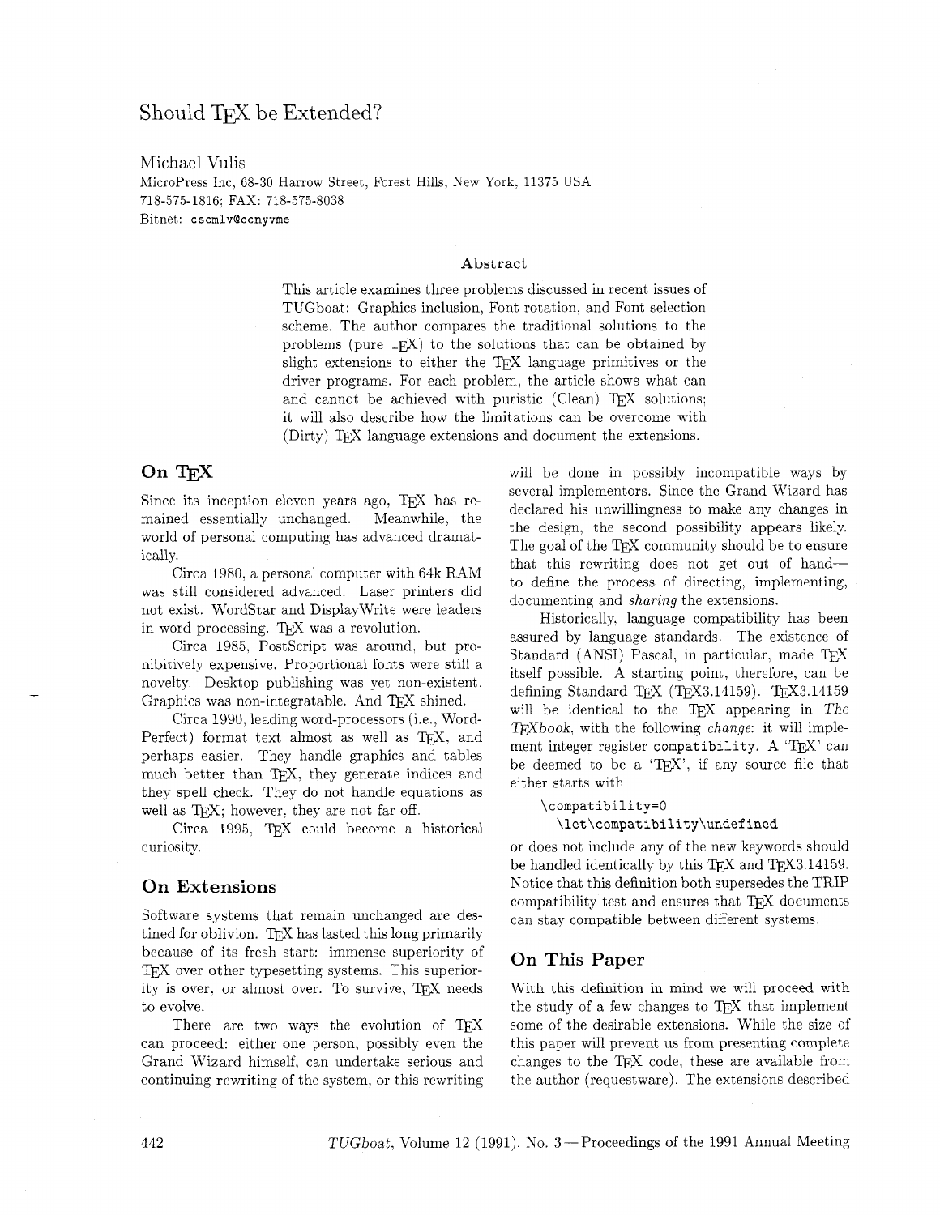# Should TeX be Extended?

Michael Vulis

MicroPress Inc, 68-30 Harrow Street, Forest Hills, New York, 11375 USA
718-575-1816; FAX: 718-575-8038
Bitnet: cscmlv@ccnyvme

### Abstract

This article examines three problems discussed in recent issues of TUGboat: Graphics inclusion, Font rotation, and Font selection scheme. The author compares the traditional solutions to the problems (pure TeX) to the solutions that can be obtained by slight extensions to either the TeX language primitives or the driver programs. For each problem, the article shows what can and cannot be achieved with puristic (Clean) TeX solutions; it will also describe how the limitations can be overcome with (Dirty) TeX language extensions and document the extensions.

## On TeX

Since its inception eleven years ago, TeX has remained essentially unchanged. Meanwhile, the world of personal computing has advanced dramatically.

Circa 1980, a personal computer with 64k RAM was still considered advanced. Laser printers did not exist. WordStar and DisplayWrite were leaders in word processing. TeX was a revolution.

Circa 1985, PostScript was around, but prohibitively expensive. Proportional fonts were still a novelty. Desktop publishing was yet non-existent. Graphics was non-integratable. And TeX shined.

Circa 1990, leading word-processors (i.e., WordPerfect) format text almost as well as TeX, and perhaps easier. They handle graphics and tables much better than TeX, they generate indices and they spell check. They do not handle equations as well as TeX; however, they are not far off.

Circa 1995, TeX could become a historical curiosity.

## On Extensions

Software systems that remain unchanged are destined for oblivion. TeX has lasted this long primarily because of its fresh start: immense superiority of TeX over other typesetting systems. This superiority is over, or almost over. To survive, TeX needs to evolve.

There are two ways the evolution of TeX can proceed: either one person, possibly even the Grand Wizard himself, can undertake serious and continuing rewriting of the system, or this rewriting will be done in possibly incompatible ways by several implementors. Since the Grand Wizard has declared his unwillingness to make any changes in the design, the second possibility appears likely. The goal of the TeX community should be to ensure that this rewriting does not get out of hand—to define the process of directing, implementing, documenting and *sharing* the extensions.

Historically, language compatibility has been assured by language standards. The existence of Standard (ANSI) Pascal, in particular, made TeX itself possible. A starting point, therefore, can be defining Standard TeX (TeX3.14159). TeX3.14159 will be identical to the TeX appearing in *The TeXbook*, with the following *change*: it will implement integer register `compatibility`. A 'TeX' can be deemed to be a 'TeX', if any source file that either starts with

```
\compatibility=0
  \let\compatibility\undefined
```

or does not include any of the new keywords should be handled identically by this TeX and TeX3.14159. Notice that this definition both supersedes the TRIP compatibility test and ensures that TeX documents can stay compatible between different systems.

## On This Paper

With this definition in mind we will proceed with the study of a few changes to TeX that implement some of the desirable extensions. While the size of this paper will prevent us from presenting complete changes to the TeX code, these are available from the author (requestware). The extensions described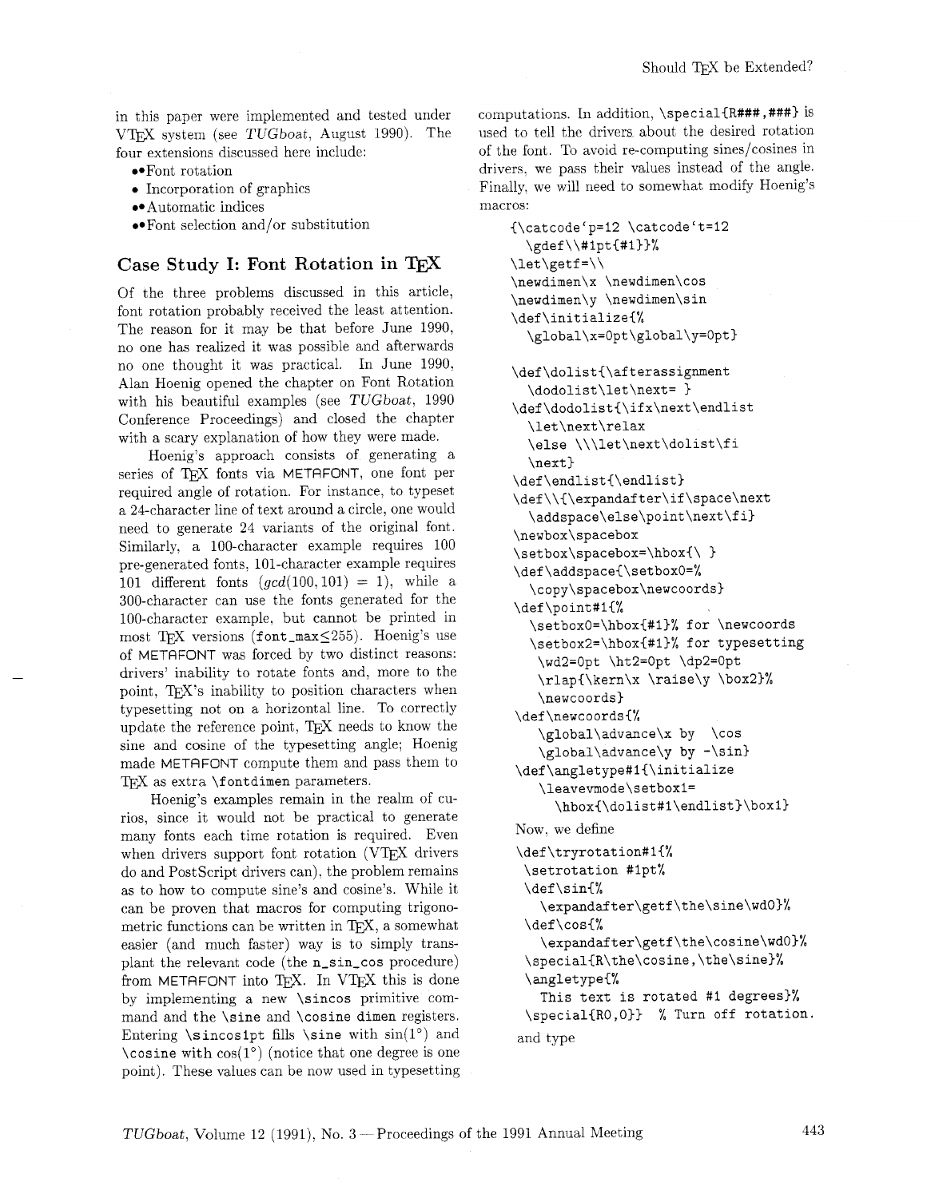in this paper were implemented and tested under VTEX system (see *TUGboat*, August 1990). The four extensions discussed here include:

- ••Font rotation
- • Incorporation of graphics
- ••Automatic indices
- ••Font selection and/or substitution

## Case Study I: Font Rotation in TEX

Of the three problems discussed in this article, font rotation probably received the least attention. The reason for it may be that before June 1990, no one has realized it was possible and afterwards no one thought it was practical. In June 1990, Alan Hoenig opened the chapter on Font Rotation with his beautiful examples (see *TUGboat*, 1990 Conference Proceedings) and closed the chapter with a scary explanation of how they were made.

Hoenig's approach consists of generating a series of TEX fonts via METAFONT, one font per required angle of rotation. For instance, to typeset a 24-character line of text around a circle, one would need to generate 24 variants of the original font. Similarly, a 100-character example requires 100 pre-generated fonts, 101-character example requires 101 different fonts ($gcd(100, 101) = 1$), while a 300-character can use the fonts generated for the 100-character example, but cannot be printed in most TEX versions (`font_max`$\leq$255). Hoenig's use of METAFONT was forced by two distinct reasons: drivers' inability to rotate fonts and, more to the point, TEX's inability to position characters when typesetting not on a horizontal line. To correctly update the reference point, TEX needs to know the sine and cosine of the typesetting angle; Hoenig made METAFONT compute them and pass them to TEX as extra `\fontdimen` parameters.

Hoenig's examples remain in the realm of curios, since it would not be practical to generate many fonts each time rotation is required. Even when drivers support font rotation (VTEX drivers do and PostScript drivers can), the problem remains as to how to compute sine's and cosine's. While it can be proven that macros for computing trigonometric functions can be written in TEX, a somewhat easier (and much faster) way is to simply transplant the relevant code (the `n_sin_cos` procedure) from METAFONT into TEX. In VTEX this is done by implementing a new `\sincos` primitive command and the `\sine` and `\cosine` dimen registers. Entering `\sincos1pt` fills `\sine` with $\sin(1°)$ and `\cosine` with $\cos(1°)$ (notice that one degree is one point). These values can be now used in typesetting computations. In addition, `\special{R###,###}` is used to tell the drivers about the desired rotation of the font. To avoid re-computing sines/cosines in drivers, we pass their values instead of the angle. Finally, we will need to somewhat modify Hoenig's macros:

```
{\catcode`p=12 \catcode`t=12
  \gdef\\#1pt{#1}}%
\let\getf=\\
\newdimen\x \newdimen\cos
\newdimen\y \newdimen\sin
\def\initialize{%
  \global\x=0pt\global\y=0pt}

\def\dolist{\afterassignment
  \dodolist\let\next= }
\def\dodolist{\ifx\next\endlist
  \let\next\relax
  \else \\\let\next\dolist\fi
  \next}
\def\endlist{\endlist}
\def\\{\expandafter\if\space\next
  \addspace\else\point\next\fi}
\newbox\spacebox
\setbox\spacebox=\hbox{\ }
\def\addspace{\setbox0=%
  \copy\spacebox\newcoords}
\def\point#1{%
  \setbox0=\hbox{#1}% for \newcoords
  \setbox2=\hbox{#1}% for typesetting
   \wd2=0pt \ht2=0pt \dp2=0pt
   \rlap{\kern\x \raise\y \box2}%
   \newcoords}
\def\newcoords{%
   \global\advance\x by  \cos
   \global\advance\y by -\sin}
\def\angletype#1{\initialize
   \leavevmode\setbox1=
     \hbox{\dolist#1\endlist}\box1}
```

Now, we define

```
\def\tryrotation#1{%
 \setrotation #1pt%
 \def\sin{%
   \expandafter\getf\the\sine\wd0}%
 \def\cos{%
   \expandafter\getf\the\cosine\wd0}%
 \special{R\the\cosine,\the\sine}%
 \angletype{%
   This text is rotated #1 degrees}%
 \special{R0,0}}  % Turn off rotation.
```

and type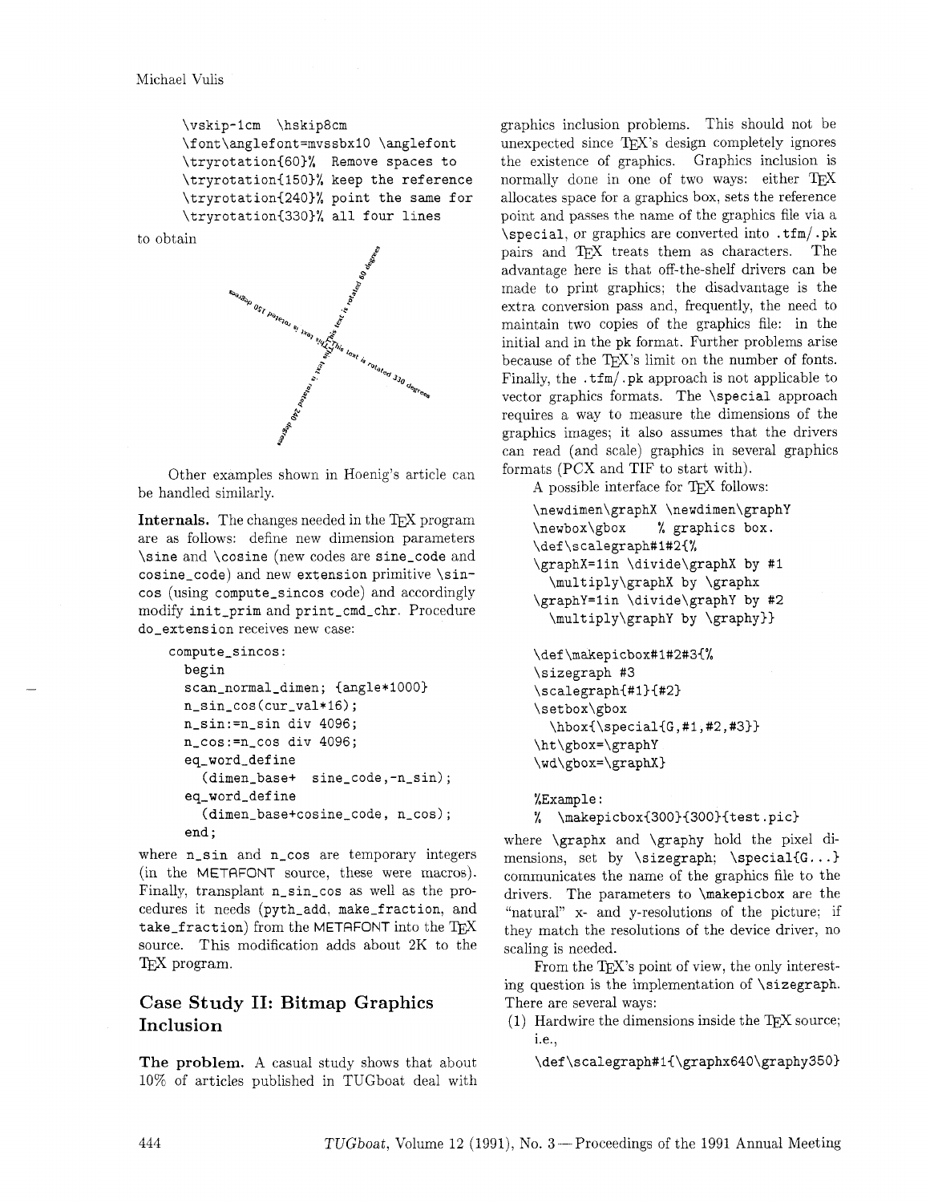```
\vskip-1cm  \hskip8cm
\font\anglefont=mvssbx10 \anglefont
\tryrotation{60}%  Remove spaces to
\tryrotation{150}% keep the reference
\tryrotation{240}% point the same for
\tryrotation{330}% all four lines
```

to obtain

Other examples shown in Hoenig's article can be handled similarly.

**Internals.** The changes needed in the TeX program are as follows: define new dimension parameters `\sine` and `\cosine` (new codes are `sine_code` and `cosine_code`) and new `extension` primitive `\sincos` (using `compute_sincos` code) and accordingly modify `init_prim` and `print_cmd_chr`. Procedure `do_extension` receives new case:

```
compute_sincos:
  begin
  scan_normal_dimen; {angle*1000}
  n_sin_cos(cur_val*16);
  n_sin:=n_sin div 4096;
  n_cos:=n_cos div 4096;
  eq_word_define
    (dimen_base+ sine_code,-n_sin);
  eq_word_define
    (dimen_base+cosine_code, n_cos);
  end;
```

where `n_sin` and `n_cos` are temporary integers (in the METAFONT source, these were macros). Finally, transplant `n_sin_cos` as well as the procedures it needs (`pyth_add`, `make_fraction`, and `take_fraction`) from the METAFONT into the TeX source. This modification adds about 2K to the TeX program.

## Case Study II: Bitmap Graphics Inclusion

**The problem.** A casual study shows that about 10% of articles published in TUGboat deal with graphics inclusion problems. This should not be unexpected since TeX's design completely ignores the existence of graphics. Graphics inclusion is normally done in one of two ways: either TeX allocates space for a graphics box, sets the reference point and passes the name of the graphics file via a `\special`, or graphics are converted into `.tfm/.pk` pairs and TeX treats them as characters. The advantage here is that off-the-shelf drivers can be made to print graphics; the disadvantage is the extra conversion pass and, frequently, the need to maintain two copies of the graphics file: in the initial and in the `pk` format. Further problems arise because of the TeX's limit on the number of fonts. Finally, the `.tfm/.pk` approach is not applicable to vector graphics formats. The `\special` approach requires a way to measure the dimensions of the graphics images; it also assumes that the drivers can read (and scale) graphics in several graphics formats (PCX and TIF to start with).

A possible interface for TeX follows:

```
\newdimen\graphX \newdimen\graphY
\newbox\gbox    % graphics box.
\def\scalegraph#1#2{%
\graphX=1in \divide\graphX by #1
  \multiply\graphX by \graphx
\graphY=1in \divide\graphY by #2
  \multiply\graphY by \graphy}}

\def\makepicbox#1#2#3{%
\sizegraph #3
\scalegraph{#1}{#2}
\setbox\gbox
  \hbox{\special{G,#1,#2,#3}}
\ht\gbox=\graphY
\wd\gbox=\graphX}

%Example:
%  \makepicbox{300}{300}{test.pic}
```

where `\graphx` and `\graphy` hold the pixel dimensions, set by `\sizegraph`; `\special{G...}` communicates the name of the graphics file to the drivers. The parameters to `\makepicbox` are the "natural" x- and y-resolutions of the picture; if they match the resolutions of the device driver, no scaling is needed.

From the TeX's point of view, the only interesting question is the implementation of `\sizegraph`. There are several ways:

(1) Hardwire the dimensions inside the TeX source; i.e.,

```
\def\scalegraph#1{\graphx640\graphy350}
```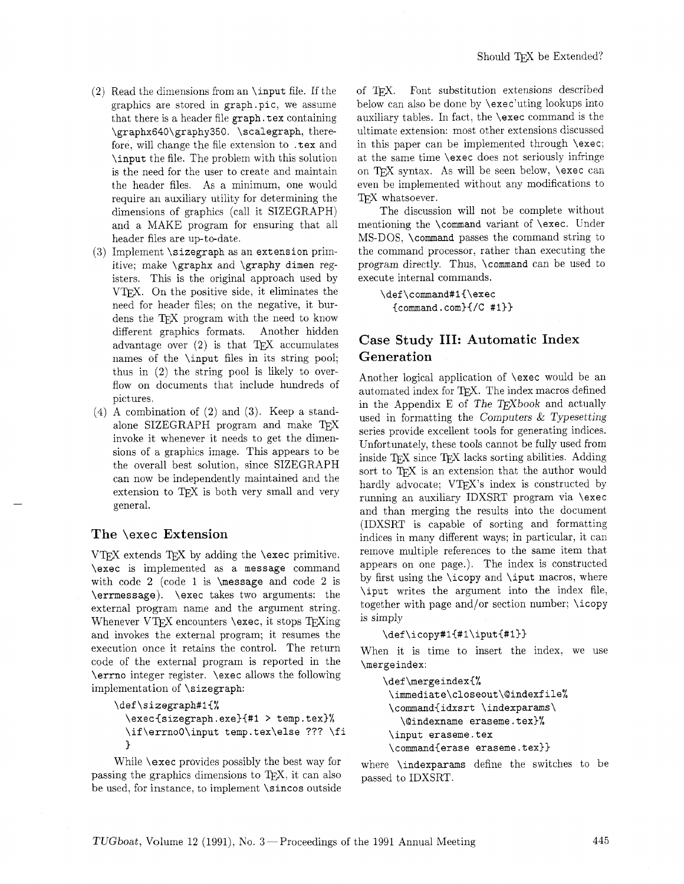(2) Read the dimensions from an `\input` file. If the graphics are stored in `graph.pic`, we assume that there is a header file `graph.tex` containing `\graphx640\graphy350`. `\scalegraph`, therefore, will change the file extension to `.tex` and `\input` the file. The problem with this solution is the need for the user to create and maintain the header files. As a minimum, one would require an auxiliary utility for determining the dimensions of graphics (call it SIZEGRAPH) and a MAKE program for ensuring that all header files are up-to-date.
(3) Implement `\sizegraph` as an `extension` primitive; make `\graphx` and `\graphy` `dimen` registers. This is the original approach used by VTEX. On the positive side, it eliminates the need for header files; on the negative, it burdens the TEX program with the need to know different graphics formats. Another hidden advantage over (2) is that TEX accumulates names of the `\input` files in its string pool; thus in (2) the string pool is likely to overflow on documents that include hundreds of pictures.
(4) A combination of (2) and (3). Keep a standalone SIZEGRAPH program and make TEX invoke it whenever it needs to get the dimensions of a graphics image. This appears to be the overall best solution, since SIZEGRAPH can now be independently maintained and the extension to TEX is both very small and very general.

## The \exec Extension

VTEX extends TEX by adding the `\exec` primitive. `\exec` is implemented as a `message` command with code 2 (code 1 is `\message` and code 2 is `\errmessage`). `\exec` takes two arguments: the external program name and the argument string. Whenever VTEX encounters `\exec`, it stops TEXing and invokes the external program; it resumes the execution once it retains the control. The return code of the external program is reported in the `\errno` integer register. `\exec` allows the following implementation of `\sizegraph`:

```
\def\sizegraph#1{%
  \exec{sizegraph.exe}{#1 > temp.tex}%
  \if\errno0\input temp.tex\else ??? \fi
  }
```

While `\exec` provides possibly the best way for passing the graphics dimensions to TEX, it can also be used, for instance, to implement `\sincos` outside of TEX. Font substitution extensions described below can also be done by `\exec`'uting lookups into auxiliary tables. In fact, the `\exec` command is the ultimate extension: most other extensions discussed in this paper can be implemented through `\exec`; at the same time `\exec` does not seriously infringe on TEX syntax. As will be seen below, `\exec` can even be implemented without any modifications to TEX whatsoever.

The discussion will not be complete without mentioning the `\command` variant of `\exec`. Under MS-DOS, `\command` passes the command string to the command processor, rather than executing the program directly. Thus, `\command` can be used to execute internal commands.

```
\def\command#1{\exec
  {command.com}{/C #1}}
```

## Case Study III: Automatic Index Generation

Another logical application of `\exec` would be an automated index for TEX. The index macros defined in the Appendix E of *The TEXbook* and actually used in formatting the *Computers & Typesetting* series provide excellent tools for generating indices. Unfortunately, these tools cannot be fully used from inside TEX since TEX lacks sorting abilities. Adding sort to TEX is an extension that the author would hardly advocate; VTEX's index is constructed by running an auxiliary IDXSRT program via `\exec` and than merging the results into the document (IDXSRT is capable of sorting and formatting indices in many different ways; in particular, it can remove multiple references to the same item that appears on one page.). The index is constructed by first using the `\icopy` and `\iput` macros, where `\iput` writes the argument into the index file, together with page and/or section number; `\icopy` is simply

```
\def\icopy#1{#1\iput{#1}}
```

When it is time to insert the index, we use `\mergeindex`:

```
\def\mergeindex{%
  \immediate\closeout\@indexfile%
  \command{idxsrt \indexparams\
    \@indexname eraseme.tex}%
  \input eraseme.tex
  \command{erase eraseme.tex}}
```

where `\indexparams` define the switches to be passed to IDXSRT.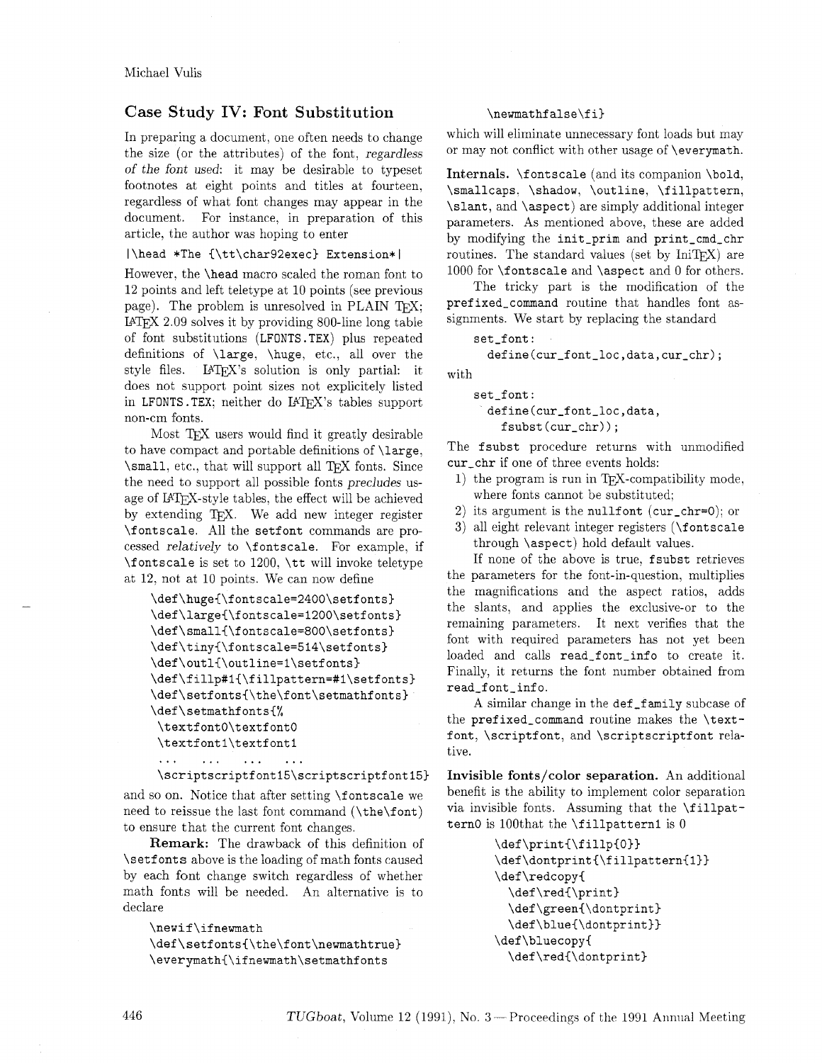## Case Study IV: Font Substitution

In preparing a document, one often needs to change the size (or the attributes) of the font, *regardless of the font used*: it may be desirable to typeset footnotes at eight points and titles at fourteen, regardless of what font changes may appear in the document. For instance, in preparation of this article, the author was hoping to enter

```
|\head *The {\tt\char92exec} Extension*|
```

However, the `\head` macro scaled the roman font to 12 points and left teletype at 10 points (see previous page). The problem is unresolved in PLAIN TEX; LATEX 2.09 solves it by providing 800-line long table of font substitutions (`LFONTS.TEX`) plus repeated definitions of `\large`, `\huge`, etc., all over the style files. LATEX's solution is only partial: it does not support point sizes not explicitely listed in `LFONTS.TEX`; neither do LATEX's tables support non-cm fonts.

Most TEX users would find it greatly desirable to have compact and portable definitions of `\large`, `\small`, etc., that will support all TEX fonts. Since the need to support all possible fonts *precludes* usage of LATEX-style tables, the effect will be achieved by extending TEX. We add new integer register `\fontscale`. All the `setfont` commands are processed *relatively* to `\fontscale`. For example, if `\fontscale` is set to 1200, `\tt` will invoke teletype at 12, not at 10 points. We can now define

```
\def\huge{\fontscale=2400\setfonts}
\def\large{\fontscale=1200\setfonts}
\def\small{\fontscale=800\setfonts}
\def\tiny{\fontscale=514\setfonts}
\def\outl{\outline=1\setfonts}
\def\fillp#1{\fillpattern=#1\setfonts}
\def\setfonts{\the\font\setmathfonts}
\def\setmathfonts{%
 \textfont0\textfont0
 \textfont1\textfont1
 ...    ...    ...    ...
 \scriptscriptfont15\scriptscriptfont15}
```

and so on. Notice that after setting `\fontscale` we need to reissue the last font command (`\the\font`) to ensure that the current font changes.

**Remark:** The drawback of this definition of `\setfonts` above is the loading of math fonts caused by each font change switch regardless of whether math fonts will be needed. An alternative is to declare

```
\newif\ifnewmath
\def\setfonts{\the\font\newmathtrue}
\everymath{\ifnewmath\setmathfonts
 \newmathfalse\fi}
```

which will eliminate unnecessary font loads but may or may not conflict with other usage of `\everymath`.

**Internals.** `\fontscale` (and its companion `\bold`, `\smallcaps`, `\shadow`, `\outline`, `\fillpattern`, `\slant`, and `\aspect`) are simply additional integer parameters. As mentioned above, these are added by modifying the `init_prim` and `print_cmd_chr` routines. The standard values (set by IniTEX) are 1000 for `\fontscale` and `\aspect` and 0 for others.

The tricky part is the modification of the `prefixed_command` routine that handles font assignments. We start by replacing the standard

```
set_font:
  define(cur_font_loc,data,cur_chr);
```

with

```
set_font:
  define(cur_font_loc,data,
    fsubst(cur_chr));
```

The `fsubst` procedure returns with unmodified `cur_chr` if one of three events holds:

1) the program is run in TEX-compatibility mode, where fonts cannot be substituted;
2) its argument is the `nullfont` (`cur_chr=0`); or
3) all eight relevant integer registers (`\fontscale` through `\aspect`) hold default values.

If none of the above is true, `fsubst` retrieves the parameters for the font-in-question, multiplies the magnifications and the aspect ratios, adds the slants, and applies the exclusive-or to the remaining parameters. It next verifies that the font with required parameters has not yet been loaded and calls `read_font_info` to create it. Finally, it returns the font number obtained from `read_font_info`.

A similar change in the `def_family` subcase of the `prefixed_command` routine makes the `\textfont`, `\scriptfont`, and `\scriptscriptfont` relative.

**Invisible fonts/color separation.** An additional benefit is the ability to implement color separation via invisible fonts. Assuming that the `\fillpattern0` is 100that the `\fillpattern1` is 0

```
\def\print{\fillp{0}}
\def\dontprint{\fillpattern{1}}
\def\redcopy{
  \def\red{\print}
  \def\green{\dontprint}
  \def\blue{\dontprint}}
\def\bluecopy{
  \def\red{\dontprint}
```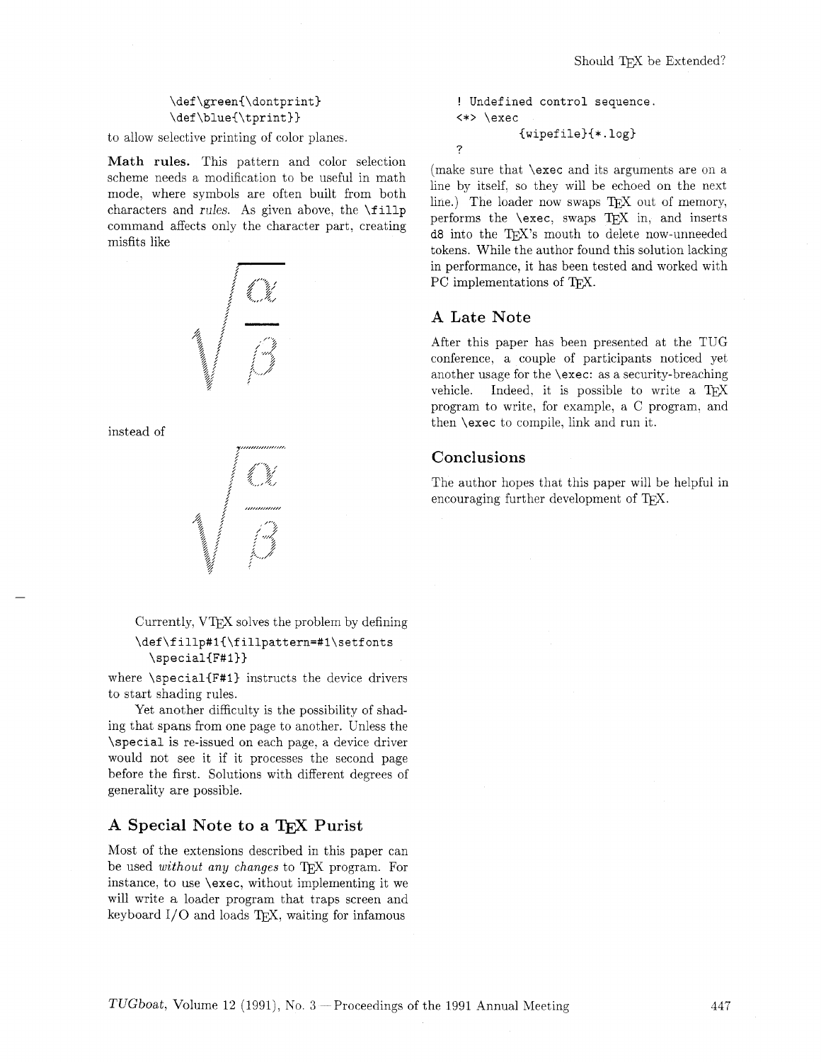```
\def\green{\dontprint}
\def\blue{\tprint}}
```

to allow selective printing of color planes.

**Math rules.** This pattern and color selection scheme needs a modification to be useful in math mode, where symbols are often built from both characters and *rules*. As given above, the `\fillp` command affects only the character part, creating misfits like

$$\sqrt{\frac{\alpha}{\beta}}$$

instead of

$$\sqrt{\frac{\alpha}{\beta}}$$

Currently, VTEX solves the problem by defining

```
\def\fillp#1{\fillpattern=#1\setfonts
  \special{F#1}}
```

where `\special{F#1}` instructs the device drivers to start shading rules.

Yet another difficulty is the possibility of shading that spans from one page to another. Unless the `\special` is re-issued on each page, a device driver would not see it if it processes the second page before the first. Solutions with different degrees of generality are possible.

## A Special Note to a TEX Purist

Most of the extensions described in this paper can be used *without any changes* to TEX program. For instance, to use `\exec`, without implementing it we will write a loader program that traps screen and keyboard I/O and loads TEX, waiting for infamous

```
! Undefined control sequence.
<*> \exec
        {wipefile}{*.log}
?
```

(make sure that `\exec` and its arguments are on a line by itself, so they will be echoed on the next line.) The loader now swaps TEX out of memory, performs the `\exec`, swaps TEX in, and inserts `d8` into the TEX's mouth to delete now-unneeded tokens. While the author found this solution lacking in performance, it has been tested and worked with PC implementations of TEX.

## A Late Note

After this paper has been presented at the TUG conference, a couple of participants noticed yet another usage for the `\exec`: as a security-breaching vehicle. Indeed, it is possible to write a TEX program to write, for example, a C program, and then `\exec` to compile, link and run it.

## Conclusions

The author hopes that this paper will be helpful in encouraging further development of TEX.